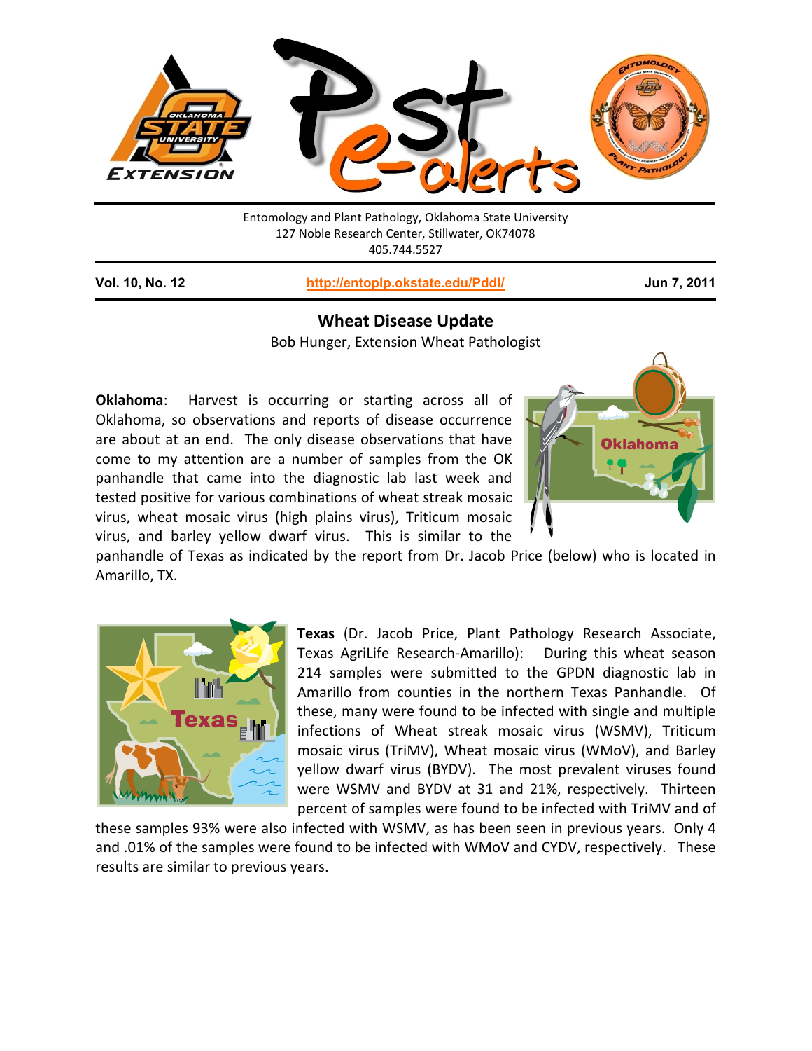Entomology and Plant Pathology, Oklahoma State University
127 Noble Research Center, Stillwater, OK74078
405.744.5527

**Vol. 10, No. 12** | http://entoplp.okstate.edu/Pddl/ | **Jun 7, 2011**

## Wheat Disease Update

Bob Hunger, Extension Wheat Pathologist

**Oklahoma**: Harvest is occurring or starting across all of Oklahoma, so observations and reports of disease occurrence are about at an end. The only disease observations that have come to my attention are a number of samples from the OK panhandle that came into the diagnostic lab last week and tested positive for various combinations of wheat streak mosaic virus, wheat mosaic virus (high plains virus), Triticum mosaic virus, and barley yellow dwarf virus. This is similar to the panhandle of Texas as indicated by the report from Dr. Jacob Price (below) who is located in Amarillo, TX.

**Texas** (Dr. Jacob Price, Plant Pathology Research Associate, Texas AgriLife Research-Amarillo): During this wheat season 214 samples were submitted to the GPDN diagnostic lab in Amarillo from counties in the northern Texas Panhandle. Of these, many were found to be infected with single and multiple infections of Wheat streak mosaic virus (WSMV), Triticum mosaic virus (TriMV), Wheat mosaic virus (WMoV), and Barley yellow dwarf virus (BYDV). The most prevalent viruses found were WSMV and BYDV at 31 and 21%, respectively. Thirteen percent of samples were found to be infected with TriMV and of these samples 93% were also infected with WSMV, as has been seen in previous years. Only 4 and .01% of the samples were found to be infected with WMoV and CYDV, respectively. These results are similar to previous years.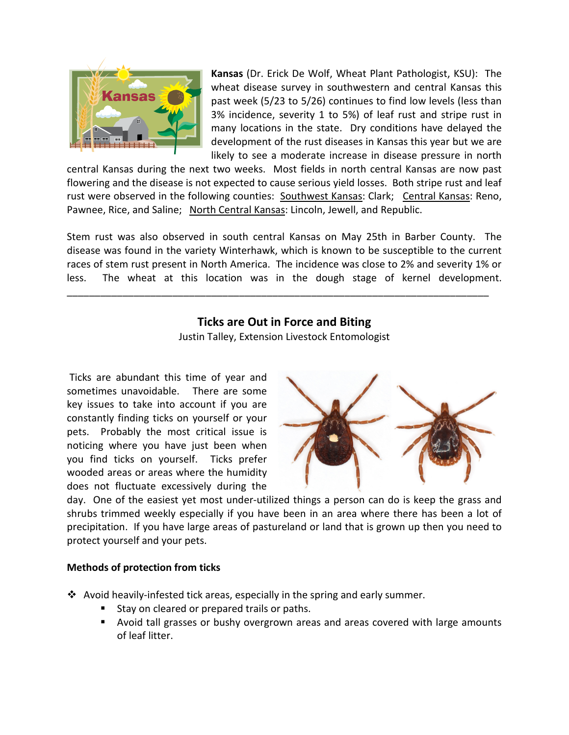**Kansas** (Dr. Erick De Wolf, Wheat Plant Pathologist, KSU): The wheat disease survey in southwestern and central Kansas this past week (5/23 to 5/26) continues to find low levels (less than 3% incidence, severity 1 to 5%) of leaf rust and stripe rust in many locations in the state. Dry conditions have delayed the development of the rust diseases in Kansas this year but we are likely to see a moderate increase in disease pressure in north central Kansas during the next two weeks. Most fields in north central Kansas are now past flowering and the disease is not expected to cause serious yield losses. Both stripe rust and leaf rust were observed in the following counties: Southwest Kansas: Clark; Central Kansas: Reno, Pawnee, Rice, and Saline; North Central Kansas: Lincoln, Jewell, and Republic.

Stem rust was also observed in south central Kansas on May 25th in Barber County. The disease was found in the variety Winterhawk, which is known to be susceptible to the current races of stem rust present in North America. The incidence was close to 2% and severity 1% or less. The wheat at this location was in the dough stage of kernel development.

---

## Ticks are Out in Force and Biting

Justin Talley, Extension Livestock Entomologist

Ticks are abundant this time of year and sometimes unavoidable. There are some key issues to take into account if you are constantly finding ticks on yourself or your pets. Probably the most critical issue is noticing where you have just been when you find ticks on yourself. Ticks prefer wooded areas or areas where the humidity does not fluctuate excessively during the day. One of the easiest yet most under-utilized things a person can do is keep the grass and shrubs trimmed weekly especially if you have been in an area where there has been a lot of precipitation. If you have large areas of pastureland or land that is grown up then you need to protect yourself and your pets.

**Methods of protection from ticks**

- Avoid heavily-infested tick areas, especially in the spring and early summer.
  - Stay on cleared or prepared trails or paths.
  - Avoid tall grasses or bushy overgrown areas and areas covered with large amounts of leaf litter.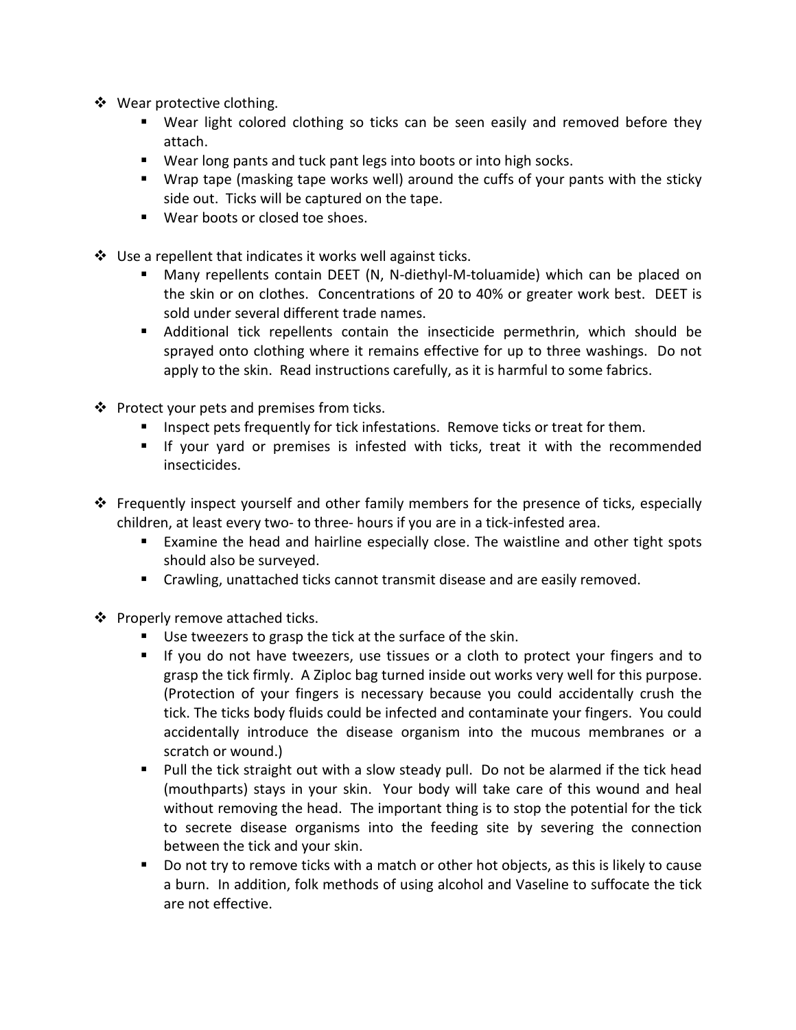- Wear protective clothing.
  - Wear light colored clothing so ticks can be seen easily and removed before they attach.
  - Wear long pants and tuck pant legs into boots or into high socks.
  - Wrap tape (masking tape works well) around the cuffs of your pants with the sticky side out. Ticks will be captured on the tape.
  - Wear boots or closed toe shoes.

- Use a repellent that indicates it works well against ticks.
  - Many repellents contain DEET (N, N-diethyl-M-toluamide) which can be placed on the skin or on clothes. Concentrations of 20 to 40% or greater work best. DEET is sold under several different trade names.
  - Additional tick repellents contain the insecticide permethrin, which should be sprayed onto clothing where it remains effective for up to three washings. Do not apply to the skin. Read instructions carefully, as it is harmful to some fabrics.

- Protect your pets and premises from ticks.
  - Inspect pets frequently for tick infestations. Remove ticks or treat for them.
  - If your yard or premises is infested with ticks, treat it with the recommended insecticides.

- Frequently inspect yourself and other family members for the presence of ticks, especially children, at least every two- to three- hours if you are in a tick-infested area.
  - Examine the head and hairline especially close. The waistline and other tight spots should also be surveyed.
  - Crawling, unattached ticks cannot transmit disease and are easily removed.

- Properly remove attached ticks.
  - Use tweezers to grasp the tick at the surface of the skin.
  - If you do not have tweezers, use tissues or a cloth to protect your fingers and to grasp the tick firmly. A Ziploc bag turned inside out works very well for this purpose. (Protection of your fingers is necessary because you could accidentally crush the tick. The ticks body fluids could be infected and contaminate your fingers. You could accidentally introduce the disease organism into the mucous membranes or a scratch or wound.)
  - Pull the tick straight out with a slow steady pull. Do not be alarmed if the tick head (mouthparts) stays in your skin. Your body will take care of this wound and heal without removing the head. The important thing is to stop the potential for the tick to secrete disease organisms into the feeding site by severing the connection between the tick and your skin.
  - Do not try to remove ticks with a match or other hot objects, as this is likely to cause a burn. In addition, folk methods of using alcohol and Vaseline to suffocate the tick are not effective.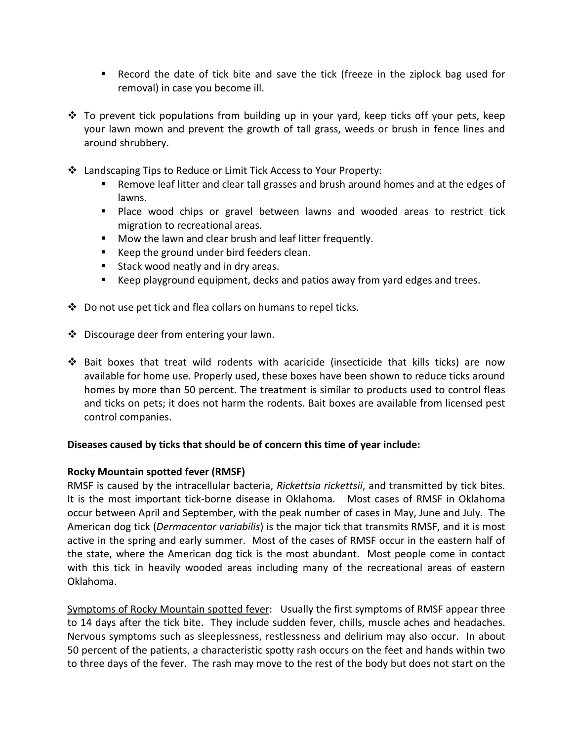- Record the date of tick bite and save the tick (freeze in the ziplock bag used for removal) in case you become ill.

- To prevent tick populations from building up in your yard, keep ticks off your pets, keep your lawn mown and prevent the growth of tall grass, weeds or brush in fence lines and around shrubbery.

- Landscaping Tips to Reduce or Limit Tick Access to Your Property:
  - Remove leaf litter and clear tall grasses and brush around homes and at the edges of lawns.
  - Place wood chips or gravel between lawns and wooded areas to restrict tick migration to recreational areas.
  - Mow the lawn and clear brush and leaf litter frequently.
  - Keep the ground under bird feeders clean.
  - Stack wood neatly and in dry areas.
  - Keep playground equipment, decks and patios away from yard edges and trees.

- Do not use pet tick and flea collars on humans to repel ticks.

- Discourage deer from entering your lawn.

- Bait boxes that treat wild rodents with acaricide (insecticide that kills ticks) are now available for home use. Properly used, these boxes have been shown to reduce ticks around homes by more than 50 percent. The treatment is similar to products used to control fleas and ticks on pets; it does not harm the rodents. Bait boxes are available from licensed pest control companies.

**Diseases caused by ticks that should be of concern this time of year include:**

**Rocky Mountain spotted fever (RMSF)**

RMSF is caused by the intracellular bacteria, *Rickettsia rickettsii*, and transmitted by tick bites. It is the most important tick-borne disease in Oklahoma. Most cases of RMSF in Oklahoma occur between April and September, with the peak number of cases in May, June and July. The American dog tick (*Dermacentor variabilis*) is the major tick that transmits RMSF, and it is most active in the spring and early summer. Most of the cases of RMSF occur in the eastern half of the state, where the American dog tick is the most abundant. Most people come in contact with this tick in heavily wooded areas including many of the recreational areas of eastern Oklahoma.

<u>Symptoms of Rocky Mountain spotted fever</u>: Usually the first symptoms of RMSF appear three to 14 days after the tick bite. They include sudden fever, chills, muscle aches and headaches. Nervous symptoms such as sleeplessness, restlessness and delirium may also occur. In about 50 percent of the patients, a characteristic spotty rash occurs on the feet and hands within two to three days of the fever. The rash may move to the rest of the body but does not start on the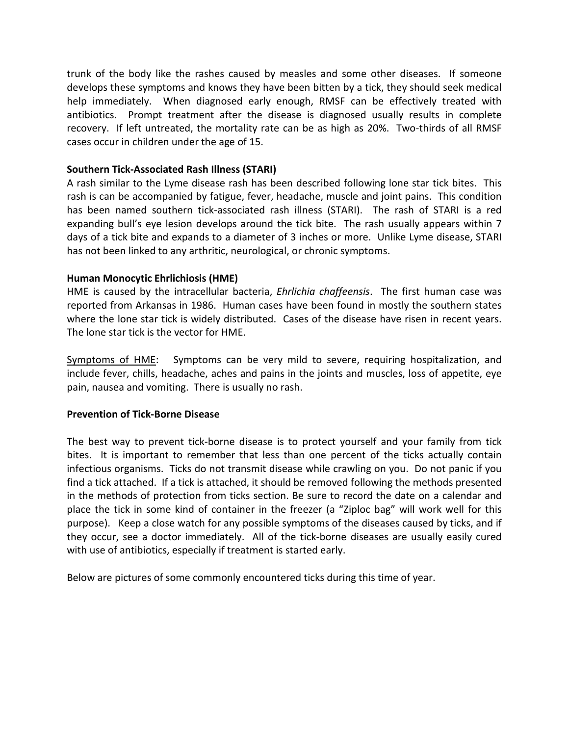trunk of the body like the rashes caused by measles and some other diseases. If someone develops these symptoms and knows they have been bitten by a tick, they should seek medical help immediately. When diagnosed early enough, RMSF can be effectively treated with antibiotics. Prompt treatment after the disease is diagnosed usually results in complete recovery. If left untreated, the mortality rate can be as high as 20%. Two-thirds of all RMSF cases occur in children under the age of 15.

**Southern Tick-Associated Rash Illness (STARI)**

A rash similar to the Lyme disease rash has been described following lone star tick bites. This rash is can be accompanied by fatigue, fever, headache, muscle and joint pains. This condition has been named southern tick-associated rash illness (STARI). The rash of STARI is a red expanding bull's eye lesion develops around the tick bite. The rash usually appears within 7 days of a tick bite and expands to a diameter of 3 inches or more. Unlike Lyme disease, STARI has not been linked to any arthritic, neurological, or chronic symptoms.

**Human Monocytic Ehrlichiosis (HME)**

HME is caused by the intracellular bacteria, *Ehrlichia chaffeensis*. The first human case was reported from Arkansas in 1986. Human cases have been found in mostly the southern states where the lone star tick is widely distributed. Cases of the disease have risen in recent years. The lone star tick is the vector for HME.

<u>Symptoms of HME</u>: Symptoms can be very mild to severe, requiring hospitalization, and include fever, chills, headache, aches and pains in the joints and muscles, loss of appetite, eye pain, nausea and vomiting. There is usually no rash.

**Prevention of Tick-Borne Disease**

The best way to prevent tick-borne disease is to protect yourself and your family from tick bites. It is important to remember that less than one percent of the ticks actually contain infectious organisms. Ticks do not transmit disease while crawling on you. Do not panic if you find a tick attached. If a tick is attached, it should be removed following the methods presented in the methods of protection from ticks section. Be sure to record the date on a calendar and place the tick in some kind of container in the freezer (a "Ziploc bag" will work well for this purpose). Keep a close watch for any possible symptoms of the diseases caused by ticks, and if they occur, see a doctor immediately. All of the tick-borne diseases are usually easily cured with use of antibiotics, especially if treatment is started early.

Below are pictures of some commonly encountered ticks during this time of year.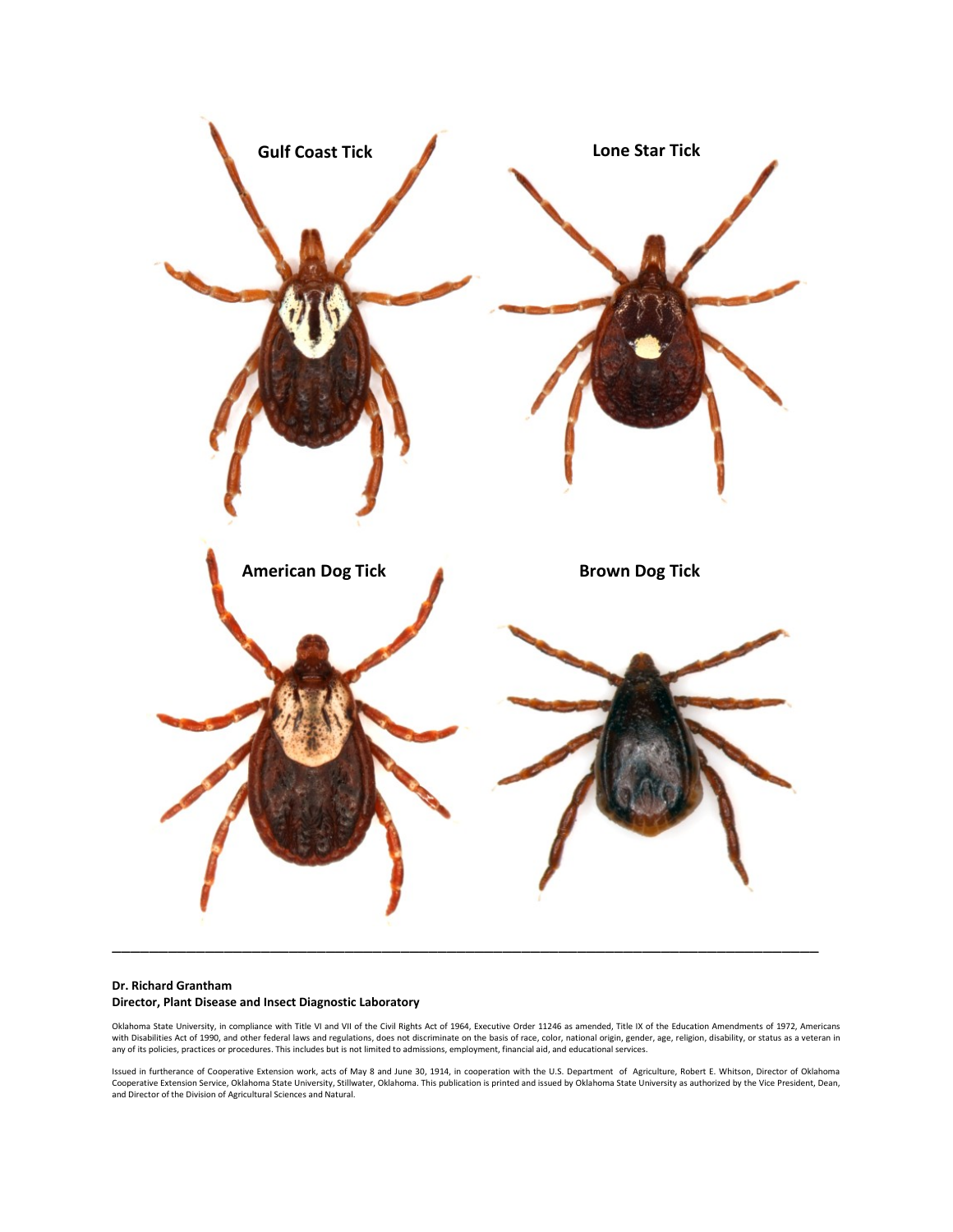Gulf Coast Tick

Lone Star Tick

American Dog Tick

Brown Dog Tick

---

**Dr. Richard Grantham**
**Director, Plant Disease and Insect Diagnostic Laboratory**

Oklahoma State University, in compliance with Title VI and VII of the Civil Rights Act of 1964, Executive Order 11246 as amended, Title IX of the Education Amendments of 1972, Americans with Disabilities Act of 1990, and other federal laws and regulations, does not discriminate on the basis of race, color, national origin, gender, age, religion, disability, or status as a veteran in any of its policies, practices or procedures. This includes but is not limited to admissions, employment, financial aid, and educational services.

Issued in furtherance of Cooperative Extension work, acts of May 8 and June 30, 1914, in cooperation with the U.S. Department of Agriculture, Robert E. Whitson, Director of Oklahoma Cooperative Extension Service, Oklahoma State University, Stillwater, Oklahoma. This publication is printed and issued by Oklahoma State University as authorized by the Vice President, Dean, and Director of the Division of Agricultural Sciences and Natural.